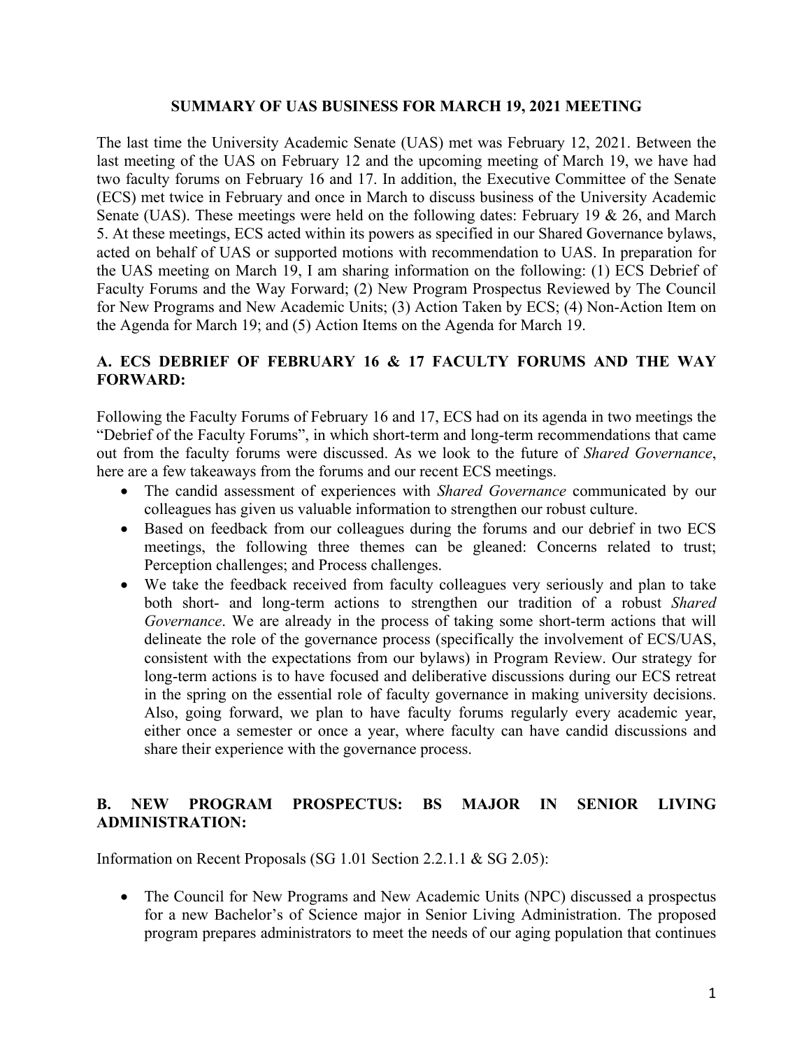# SUMMARY OF UAS BUSINESS FOR MARCH 19, 2021 MEETING

The last time the University Academic Senate (UAS) met was February 12, 2021. Between the last meeting of the UAS on February 12 and the upcoming meeting of March 19, we have had two faculty forums on February 16 and 17. In addition, the Executive Committee of the Senate (ECS) met twice in February and once in March to discuss business of the University Academic Senate (UAS). These meetings were held on the following dates: February 19 & 26, and March 5. At these meetings, ECS acted within its powers as specified in our Shared Governance bylaws, acted on behalf of UAS or supported motions with recommendation to UAS. In preparation for the UAS meeting on March 19, I am sharing information on the following: (1) ECS Debrief of Faculty Forums and the Way Forward; (2) New Program Prospectus Reviewed by The Council for New Programs and New Academic Units; (3) Action Taken by ECS; (4) Non-Action Item on the Agenda for March 19; and (5) Action Items on the Agenda for March 19.

## A. ECS DEBRIEF OF FEBRUARY 16 & 17 FACULTY FORUMS AND THE WAY FORWARD:

Following the Faculty Forums of February 16 and 17, ECS had on its agenda in two meetings the "Debrief of the Faculty Forums", in which short-term and long-term recommendations that came out from the faculty forums were discussed. As we look to the future of *Shared Governance*, here are a few takeaways from the forums and our recent ECS meetings.

- The candid assessment of experiences with *Shared Governance* communicated by our colleagues has given us valuable information to strengthen our robust culture.
- Based on feedback from our colleagues during the forums and our debrief in two ECS meetings, the following three themes can be gleaned: Concerns related to trust; Perception challenges; and Process challenges.
- We take the feedback received from faculty colleagues very seriously and plan to take both short- and long-term actions to strengthen our tradition of a robust *Shared Governance*. We are already in the process of taking some short-term actions that will delineate the role of the governance process (specifically the involvement of ECS/UAS, consistent with the expectations from our bylaws) in Program Review. Our strategy for long-term actions is to have focused and deliberative discussions during our ECS retreat in the spring on the essential role of faculty governance in making university decisions. Also, going forward, we plan to have faculty forums regularly every academic year, either once a semester or once a year, where faculty can have candid discussions and share their experience with the governance process.

## B. NEW PROGRAM PROSPECTUS: BS MAJOR IN SENIOR LIVING ADMINISTRATION:

Information on Recent Proposals (SG 1.01 Section 2.2.1.1 & SG 2.05):

- The Council for New Programs and New Academic Units (NPC) discussed a prospectus for a new Bachelor's of Science major in Senior Living Administration. The proposed program prepares administrators to meet the needs of our aging population that continues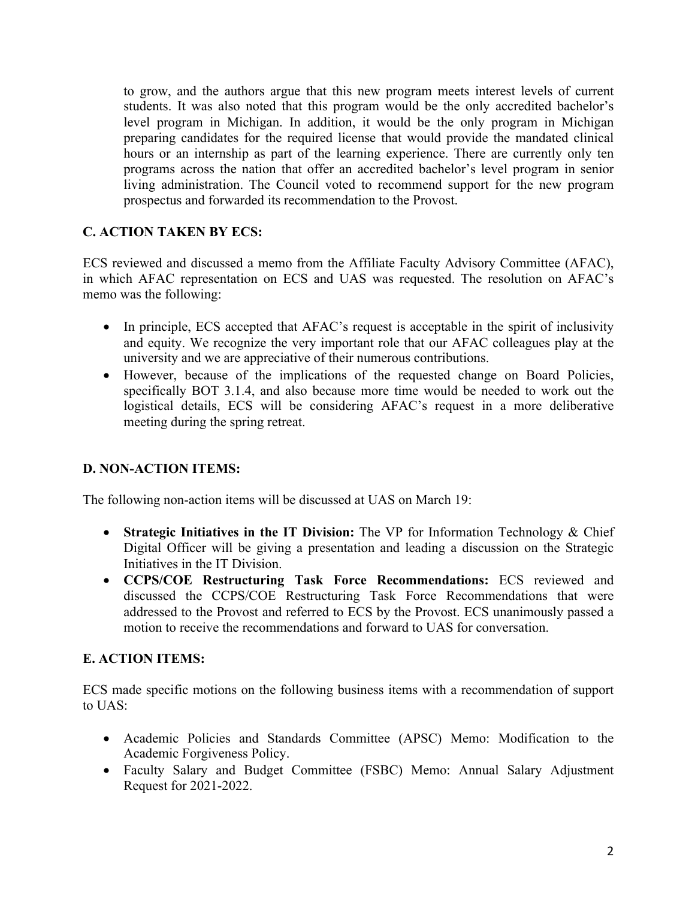to grow, and the authors argue that this new program meets interest levels of current students. It was also noted that this program would be the only accredited bachelor's level program in Michigan. In addition, it would be the only program in Michigan preparing candidates for the required license that would provide the mandated clinical hours or an internship as part of the learning experience. There are currently only ten programs across the nation that offer an accredited bachelor's level program in senior living administration. The Council voted to recommend support for the new program prospectus and forwarded its recommendation to the Provost.

## C. ACTION TAKEN BY ECS:

ECS reviewed and discussed a memo from the Affiliate Faculty Advisory Committee (AFAC), in which AFAC representation on ECS and UAS was requested. The resolution on AFAC's memo was the following:

- In principle, ECS accepted that AFAC's request is acceptable in the spirit of inclusivity and equity. We recognize the very important role that our AFAC colleagues play at the university and we are appreciative of their numerous contributions.
- However, because of the implications of the requested change on Board Policies, specifically BOT 3.1.4, and also because more time would be needed to work out the logistical details, ECS will be considering AFAC's request in a more deliberative meeting during the spring retreat.

## D. NON-ACTION ITEMS:

The following non-action items will be discussed at UAS on March 19:

- **Strategic Initiatives in the IT Division:** The VP for Information Technology & Chief Digital Officer will be giving a presentation and leading a discussion on the Strategic Initiatives in the IT Division.
- **CCPS/COE Restructuring Task Force Recommendations:** ECS reviewed and discussed the CCPS/COE Restructuring Task Force Recommendations that were addressed to the Provost and referred to ECS by the Provost. ECS unanimously passed a motion to receive the recommendations and forward to UAS for conversation.

## E. ACTION ITEMS:

ECS made specific motions on the following business items with a recommendation of support to UAS:

- Academic Policies and Standards Committee (APSC) Memo: Modification to the Academic Forgiveness Policy.
- Faculty Salary and Budget Committee (FSBC) Memo: Annual Salary Adjustment Request for 2021-2022.